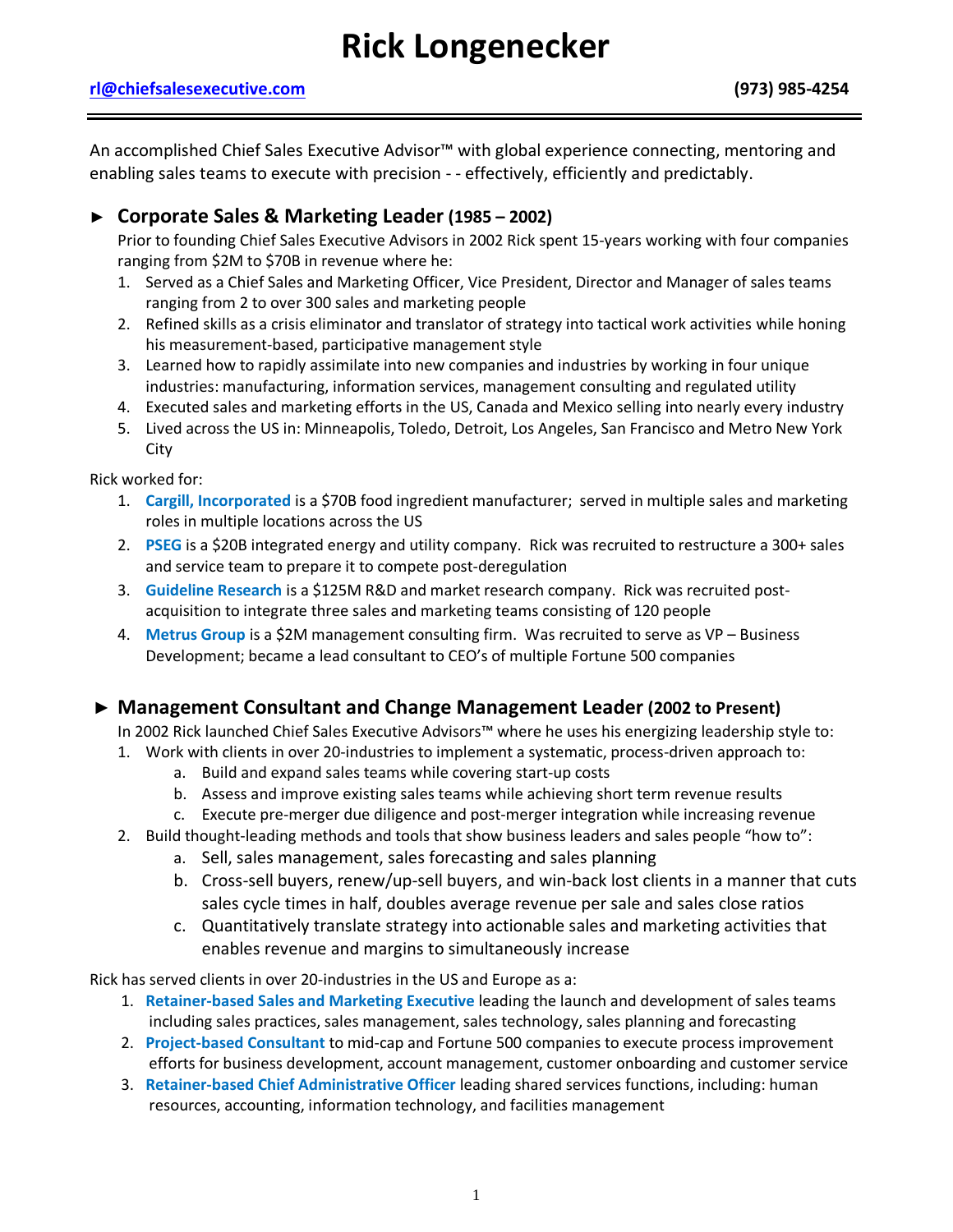# Rick Longenecker

rl@chiefsalesexecutive.com **(973) 985-4254**

---

An accomplished Chief Sales Executive Advisor™ with global experience connecting, mentoring and enabling sales teams to execute with precision - - effectively, efficiently and predictably.

## ► Corporate Sales & Marketing Leader (1985 – 2002)

Prior to founding Chief Sales Executive Advisors in 2002 Rick spent 15-years working with four companies ranging from $2M to $70B in revenue where he:

1. Served as a Chief Sales and Marketing Officer, Vice President, Director and Manager of sales teams ranging from 2 to over 300 sales and marketing people
2. Refined skills as a crisis eliminator and translator of strategy into tactical work activities while honing his measurement-based, participative management style
3. Learned how to rapidly assimilate into new companies and industries by working in four unique industries: manufacturing, information services, management consulting and regulated utility
4. Executed sales and marketing efforts in the US, Canada and Mexico selling into nearly every industry
5. Lived across the US in: Minneapolis, Toledo, Detroit, Los Angeles, San Francisco and Metro New York City

Rick worked for:

1. **Cargill, Incorporated** is a $70B food ingredient manufacturer; served in multiple sales and marketing roles in multiple locations across the US
2. **PSEG** is a $20B integrated energy and utility company. Rick was recruited to restructure a 300+ sales and service team to prepare it to compete post-deregulation
3. **Guideline Research** is a $125M R&D and market research company. Rick was recruited post-acquisition to integrate three sales and marketing teams consisting of 120 people
4. **Metrus Group** is a $2M management consulting firm. Was recruited to serve as VP – Business Development; became a lead consultant to CEO's of multiple Fortune 500 companies

## ► Management Consultant and Change Management Leader (2002 to Present)

In 2002 Rick launched Chief Sales Executive Advisors™ where he uses his energizing leadership style to:

1. Work with clients in over 20-industries to implement a systematic, process-driven approach to:
   a. Build and expand sales teams while covering start-up costs
   b. Assess and improve existing sales teams while achieving short term revenue results
   c. Execute pre-merger due diligence and post-merger integration while increasing revenue
2. Build thought-leading methods and tools that show business leaders and sales people "how to":
   a. Sell, sales management, sales forecasting and sales planning
   b. Cross-sell buyers, renew/up-sell buyers, and win-back lost clients in a manner that cuts sales cycle times in half, doubles average revenue per sale and sales close ratios
   c. Quantitatively translate strategy into actionable sales and marketing activities that enables revenue and margins to simultaneously increase

Rick has served clients in over 20-industries in the US and Europe as a:

1. **Retainer-based Sales and Marketing Executive** leading the launch and development of sales teams including sales practices, sales management, sales technology, sales planning and forecasting
2. **Project-based Consultant** to mid-cap and Fortune 500 companies to execute process improvement efforts for business development, account management, customer onboarding and customer service
3. **Retainer-based Chief Administrative Officer** leading shared services functions, including: human resources, accounting, information technology, and facilities management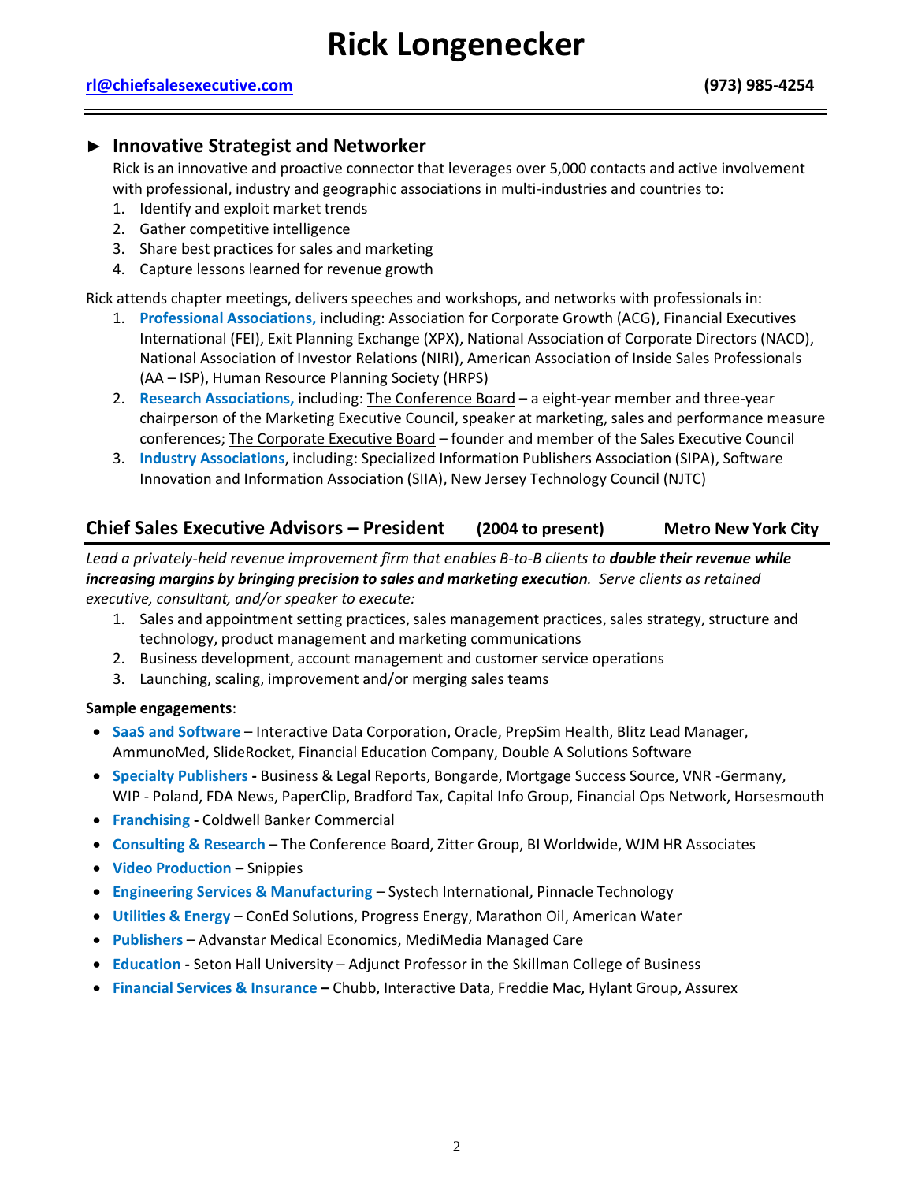# Rick Longenecker

rl@chiefsalesexecutive.com (973) 985-4254

## ► Innovative Strategist and Networker

Rick is an innovative and proactive connector that leverages over 5,000 contacts and active involvement with professional, industry and geographic associations in multi-industries and countries to:

1. Identify and exploit market trends
2. Gather competitive intelligence
3. Share best practices for sales and marketing
4. Capture lessons learned for revenue growth

Rick attends chapter meetings, delivers speeches and workshops, and networks with professionals in:

1. **Professional Associations,** including: Association for Corporate Growth (ACG), Financial Executives International (FEI), Exit Planning Exchange (XPX), National Association of Corporate Directors (NACD), National Association of Investor Relations (NIRI), American Association of Inside Sales Professionals (AA – ISP), Human Resource Planning Society (HRPS)
2. **Research Associations,** including: The Conference Board – a eight-year member and three-year chairperson of the Marketing Executive Council, speaker at marketing, sales and performance measure conferences; The Corporate Executive Board – founder and member of the Sales Executive Council
3. **Industry Associations,** including: Specialized Information Publishers Association (SIPA), Software Innovation and Information Association (SIIA), New Jersey Technology Council (NJTC)

## Chief Sales Executive Advisors – President (2004 to present) Metro New York City

*Lead a privately-held revenue improvement firm that enables B-to-B clients to **double their revenue while increasing margins by bringing precision to sales and marketing execution**. Serve clients as retained executive, consultant, and/or speaker to execute:*

1. Sales and appointment setting practices, sales management practices, sales strategy, structure and technology, product management and marketing communications
2. Business development, account management and customer service operations
3. Launching, scaling, improvement and/or merging sales teams

**Sample engagements**:

- **SaaS and Software** – Interactive Data Corporation, Oracle, PrepSim Health, Blitz Lead Manager, AmmunoMed, SlideRocket, Financial Education Company, Double A Solutions Software
- **Specialty Publishers -** Business & Legal Reports, Bongarde, Mortgage Success Source, VNR -Germany, WIP - Poland, FDA News, PaperClip, Bradford Tax, Capital Info Group, Financial Ops Network, Horsesmouth
- **Franchising -** Coldwell Banker Commercial
- **Consulting & Research** – The Conference Board, Zitter Group, BI Worldwide, WJM HR Associates
- **Video Production –** Snippies
- **Engineering Services & Manufacturing** – Systech International, Pinnacle Technology
- **Utilities & Energy** – ConEd Solutions, Progress Energy, Marathon Oil, American Water
- **Publishers** – Advanstar Medical Economics, MediMedia Managed Care
- **Education -** Seton Hall University – Adjunct Professor in the Skillman College of Business
- **Financial Services & Insurance –** Chubb, Interactive Data, Freddie Mac, Hylant Group, Assurex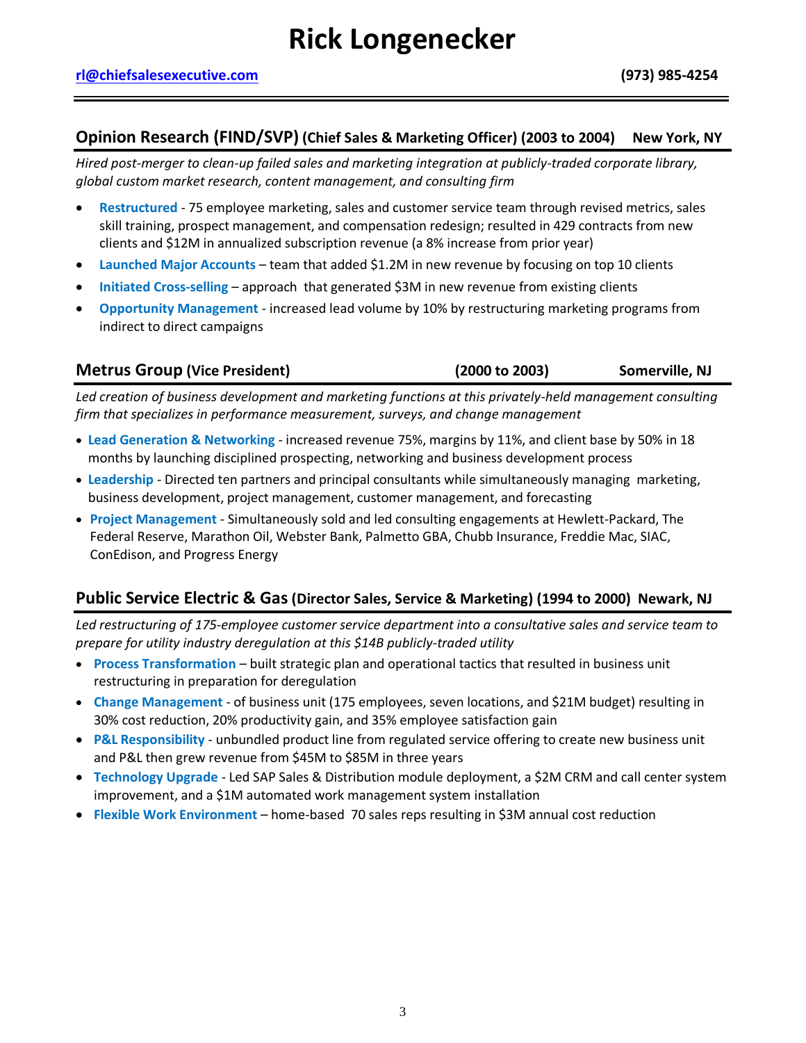# Rick Longenecker

rl@chiefsalesexecutive.com (973) 985-4254

## Opinion Research (FIND/SVP) (Chief Sales & Marketing Officer) (2003 to 2004) New York, NY

*Hired post-merger to clean-up failed sales and marketing integration at publicly-traded corporate library, global custom market research, content management, and consulting firm*

- **Restructured** - 75 employee marketing, sales and customer service team through revised metrics, sales skill training, prospect management, and compensation redesign; resulted in 429 contracts from new clients and $12M in annualized subscription revenue (a 8% increase from prior year)
- **Launched Major Accounts** – team that added $1.2M in new revenue by focusing on top 10 clients
- **Initiated Cross-selling** – approach that generated $3M in new revenue from existing clients
- **Opportunity Management** - increased lead volume by 10% by restructuring marketing programs from indirect to direct campaigns

## Metrus Group (Vice President) (2000 to 2003) Somerville, NJ

*Led creation of business development and marketing functions at this privately-held management consulting firm that specializes in performance measurement, surveys, and change management*

- **Lead Generation & Networking** - increased revenue 75%, margins by 11%, and client base by 50% in 18 months by launching disciplined prospecting, networking and business development process
- **Leadership** - Directed ten partners and principal consultants while simultaneously managing marketing, business development, project management, customer management, and forecasting
- **Project Management** - Simultaneously sold and led consulting engagements at Hewlett-Packard, The Federal Reserve, Marathon Oil, Webster Bank, Palmetto GBA, Chubb Insurance, Freddie Mac, SIAC, ConEdison, and Progress Energy

## Public Service Electric & Gas (Director Sales, Service & Marketing) (1994 to 2000) Newark, NJ

*Led restructuring of 175-employee customer service department into a consultative sales and service team to prepare for utility industry deregulation at this $14B publicly-traded utility*

- **Process Transformation** – built strategic plan and operational tactics that resulted in business unit restructuring in preparation for deregulation
- **Change Management** - of business unit (175 employees, seven locations, and $21M budget) resulting in 30% cost reduction, 20% productivity gain, and 35% employee satisfaction gain
- **P&L Responsibility** - unbundled product line from regulated service offering to create new business unit and P&L then grew revenue from $45M to $85M in three years
- **Technology Upgrade** - Led SAP Sales & Distribution module deployment, a $2M CRM and call center system improvement, and a $1M automated work management system installation
- **Flexible Work Environment** – home-based 70 sales reps resulting in $3M annual cost reduction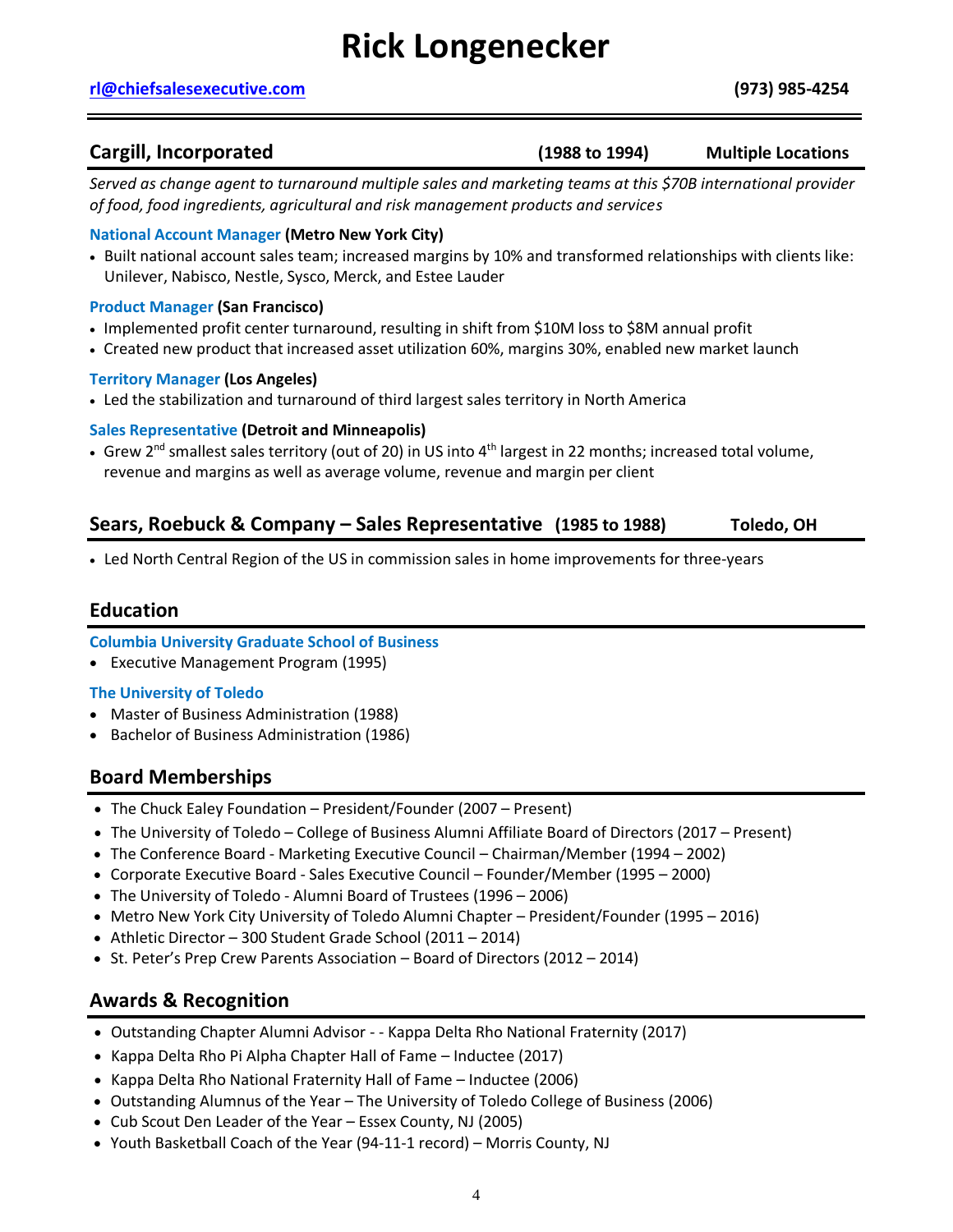# Rick Longenecker

**rl@chiefsalesexecutive.com** **(973) 985-4254**

## Cargill, Incorporated (1988 to 1994) Multiple Locations

*Served as change agent to turnaround multiple sales and marketing teams at this $70B international provider of food, food ingredients, agricultural and risk management products and services*

### National Account Manager (Metro New York City)

- Built national account sales team; increased margins by 10% and transformed relationships with clients like: Unilever, Nabisco, Nestle, Sysco, Merck, and Estee Lauder

### Product Manager (San Francisco)

- Implemented profit center turnaround, resulting in shift from $10M loss to $8M annual profit
- Created new product that increased asset utilization 60%, margins 30%, enabled new market launch

### Territory Manager (Los Angeles)

- Led the stabilization and turnaround of third largest sales territory in North America

### Sales Representative (Detroit and Minneapolis)

- Grew 2nd smallest sales territory (out of 20) in US into 4th largest in 22 months; increased total volume, revenue and margins as well as average volume, revenue and margin per client

## Sears, Roebuck & Company – Sales Representative (1985 to 1988) Toledo, OH

- Led North Central Region of the US in commission sales in home improvements for three-years

## Education

### Columbia University Graduate School of Business

- Executive Management Program (1995)

### The University of Toledo

- Master of Business Administration (1988)
- Bachelor of Business Administration (1986)

## Board Memberships

- The Chuck Ealey Foundation – President/Founder (2007 – Present)
- The University of Toledo – College of Business Alumni Affiliate Board of Directors (2017 – Present)
- The Conference Board - Marketing Executive Council – Chairman/Member (1994 – 2002)
- Corporate Executive Board - Sales Executive Council – Founder/Member (1995 – 2000)
- The University of Toledo - Alumni Board of Trustees (1996 – 2006)
- Metro New York City University of Toledo Alumni Chapter – President/Founder (1995 – 2016)
- Athletic Director – 300 Student Grade School (2011 – 2014)
- St. Peter's Prep Crew Parents Association – Board of Directors (2012 – 2014)

## Awards & Recognition

- Outstanding Chapter Alumni Advisor - - Kappa Delta Rho National Fraternity (2017)
- Kappa Delta Rho Pi Alpha Chapter Hall of Fame – Inductee (2017)
- Kappa Delta Rho National Fraternity Hall of Fame – Inductee (2006)
- Outstanding Alumnus of the Year – The University of Toledo College of Business (2006)
- Cub Scout Den Leader of the Year – Essex County, NJ (2005)
- Youth Basketball Coach of the Year (94-11-1 record) – Morris County, NJ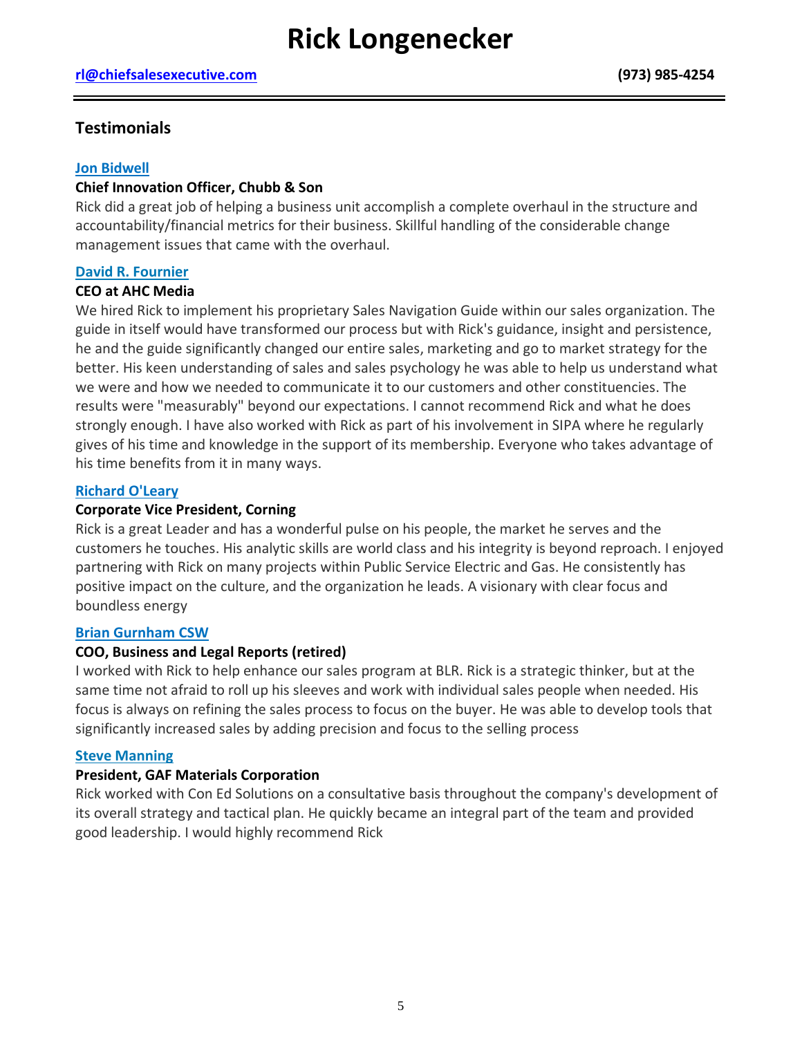# Rick Longenecker

**rl@chiefsalesexecutive.com** **(973) 985-4254**

---

## Testimonials

**Jon Bidwell**

**Chief Innovation Officer, Chubb & Son**

Rick did a great job of helping a business unit accomplish a complete overhaul in the structure and accountability/financial metrics for their business. Skillful handling of the considerable change management issues that came with the overhaul.

**David R. Fournier**

**CEO at AHC Media**

We hired Rick to implement his proprietary Sales Navigation Guide within our sales organization. The guide in itself would have transformed our process but with Rick's guidance, insight and persistence, he and the guide significantly changed our entire sales, marketing and go to market strategy for the better. His keen understanding of sales and sales psychology he was able to help us understand what we were and how we needed to communicate it to our customers and other constituencies. The results were "measurably" beyond our expectations. I cannot recommend Rick and what he does strongly enough. I have also worked with Rick as part of his involvement in SIPA where he regularly gives of his time and knowledge in the support of its membership. Everyone who takes advantage of his time benefits from it in many ways.

**Richard O'Leary**

**Corporate Vice President, Corning**

Rick is a great Leader and has a wonderful pulse on his people, the market he serves and the customers he touches. His analytic skills are world class and his integrity is beyond reproach. I enjoyed partnering with Rick on many projects within Public Service Electric and Gas. He consistently has positive impact on the culture, and the organization he leads. A visionary with clear focus and boundless energy

**Brian Gurnham CSW**

**COO, Business and Legal Reports (retired)**

I worked with Rick to help enhance our sales program at BLR. Rick is a strategic thinker, but at the same time not afraid to roll up his sleeves and work with individual sales people when needed. His focus is always on refining the sales process to focus on the buyer. He was able to develop tools that significantly increased sales by adding precision and focus to the selling process

**Steve Manning**

**President, GAF Materials Corporation**

Rick worked with Con Ed Solutions on a consultative basis throughout the company's development of its overall strategy and tactical plan. He quickly became an integral part of the team and provided good leadership. I would highly recommend Rick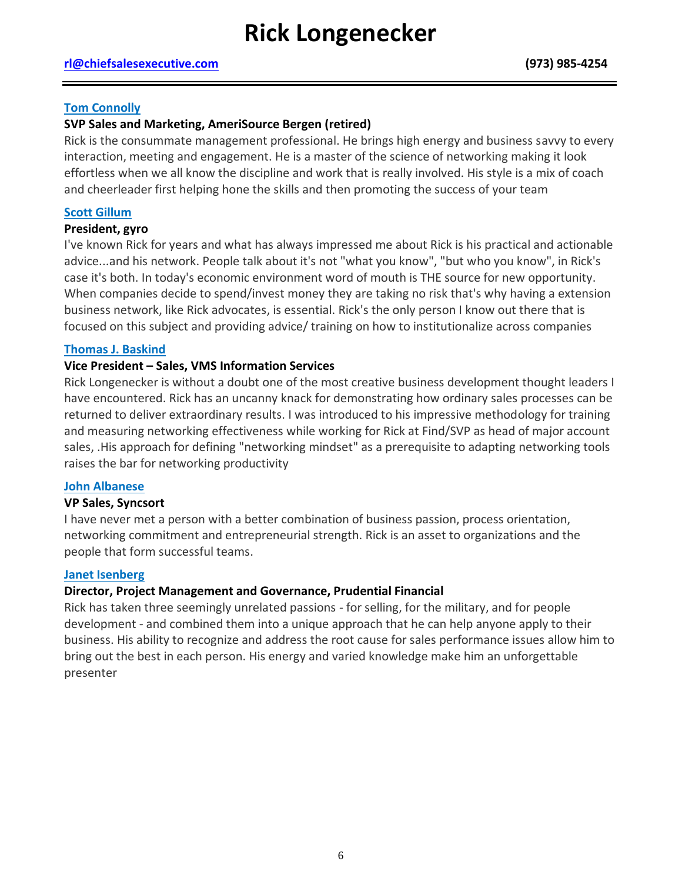# Rick Longenecker

**rl@chiefsalesexecutive.com** **(973) 985-4254**

---

**Tom Connolly**

**SVP Sales and Marketing, AmeriSource Bergen (retired)**

Rick is the consummate management professional. He brings high energy and business savvy to every interaction, meeting and engagement. He is a master of the science of networking making it look effortless when we all know the discipline and work that is really involved. His style is a mix of coach and cheerleader first helping hone the skills and then promoting the success of your team

**Scott Gillum**

**President, gyro**

I've known Rick for years and what has always impressed me about Rick is his practical and actionable advice...and his network. People talk about it's not "what you know", "but who you know", in Rick's case it's both. In today's economic environment word of mouth is THE source for new opportunity. When companies decide to spend/invest money they are taking no risk that's why having a extension business network, like Rick advocates, is essential. Rick's the only person I know out there that is focused on this subject and providing advice/ training on how to institutionalize across companies

**Thomas J. Baskind**

**Vice President – Sales, VMS Information Services**

Rick Longenecker is without a doubt one of the most creative business development thought leaders I have encountered. Rick has an uncanny knack for demonstrating how ordinary sales processes can be returned to deliver extraordinary results. I was introduced to his impressive methodology for training and measuring networking effectiveness while working for Rick at Find/SVP as head of major account sales, .His approach for defining "networking mindset" as a prerequisite to adapting networking tools raises the bar for networking productivity

**John Albanese**

**VP Sales, Syncsort**

I have never met a person with a better combination of business passion, process orientation, networking commitment and entrepreneurial strength. Rick is an asset to organizations and the people that form successful teams.

**Janet Isenberg**

**Director, Project Management and Governance, Prudential Financial**

Rick has taken three seemingly unrelated passions - for selling, for the military, and for people development - and combined them into a unique approach that he can help anyone apply to their business. His ability to recognize and address the root cause for sales performance issues allow him to bring out the best in each person. His energy and varied knowledge make him an unforgettable presenter